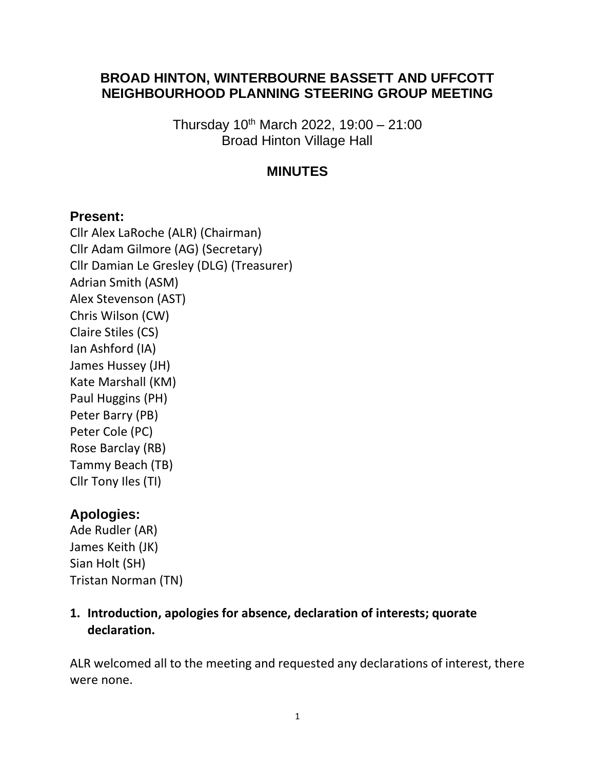# BROAD HINTON, WINTERBOURNE BASSETT AND UFFCOTT NEIGHBOURHOOD PLANNING STEERING GROUP MEETING

Thursday 10th March 2022, 19:00 – 21:00
Broad Hinton Village Hall

## MINUTES

### Present:

Cllr Alex LaRoche (ALR) (Chairman)
Cllr Adam Gilmore (AG) (Secretary)
Cllr Damian Le Gresley (DLG) (Treasurer)
Adrian Smith (ASM)
Alex Stevenson (AST)
Chris Wilson (CW)
Claire Stiles (CS)
Ian Ashford (IA)
James Hussey (JH)
Kate Marshall (KM)
Paul Huggins (PH)
Peter Barry (PB)
Peter Cole (PC)
Rose Barclay (RB)
Tammy Beach (TB)
Cllr Tony Iles (TI)

### Apologies:

Ade Rudler (AR)
James Keith (JK)
Sian Holt (SH)
Tristan Norman (TN)

**1. Introduction, apologies for absence, declaration of interests; quorate declaration.**

ALR welcomed all to the meeting and requested any declarations of interest, there were none.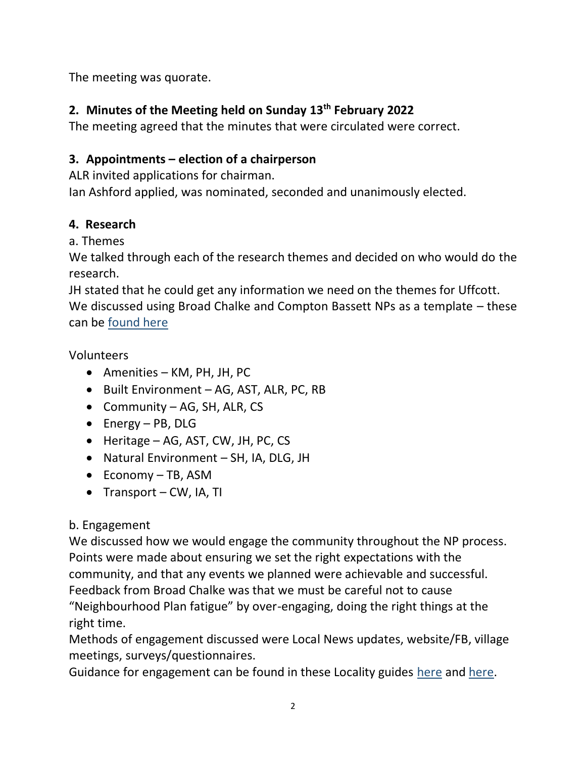The meeting was quorate.

## 2. Minutes of the Meeting held on Sunday 13th February 2022

The meeting agreed that the minutes that were circulated were correct.

## 3. Appointments – election of a chairperson

ALR invited applications for chairman.

Ian Ashford applied, was nominated, seconded and unanimously elected.

## 4. Research

a. Themes

We talked through each of the research themes and decided on who would do the research.

JH stated that he could get any information we need on the themes for Uffcott.

We discussed using Broad Chalke and Compton Bassett NPs as a template – these can be found here

Volunteers

- Amenities – KM, PH, JH, PC
- Built Environment – AG, AST, ALR, PC, RB
- Community – AG, SH, ALR, CS
- Energy – PB, DLG
- Heritage – AG, AST, CW, JH, PC, CS
- Natural Environment – SH, IA, DLG, JH
- Economy – TB, ASM
- Transport – CW, IA, TI

b. Engagement

We discussed how we would engage the community throughout the NP process.

Points were made about ensuring we set the right expectations with the community, and that any events we planned were achievable and successful.

Feedback from Broad Chalke was that we must be careful not to cause "Neighbourhood Plan fatigue" by over-engaging, doing the right things at the right time.

Methods of engagement discussed were Local News updates, website/FB, village meetings, surveys/questionnaires.

Guidance for engagement can be found in these Locality guides here and here.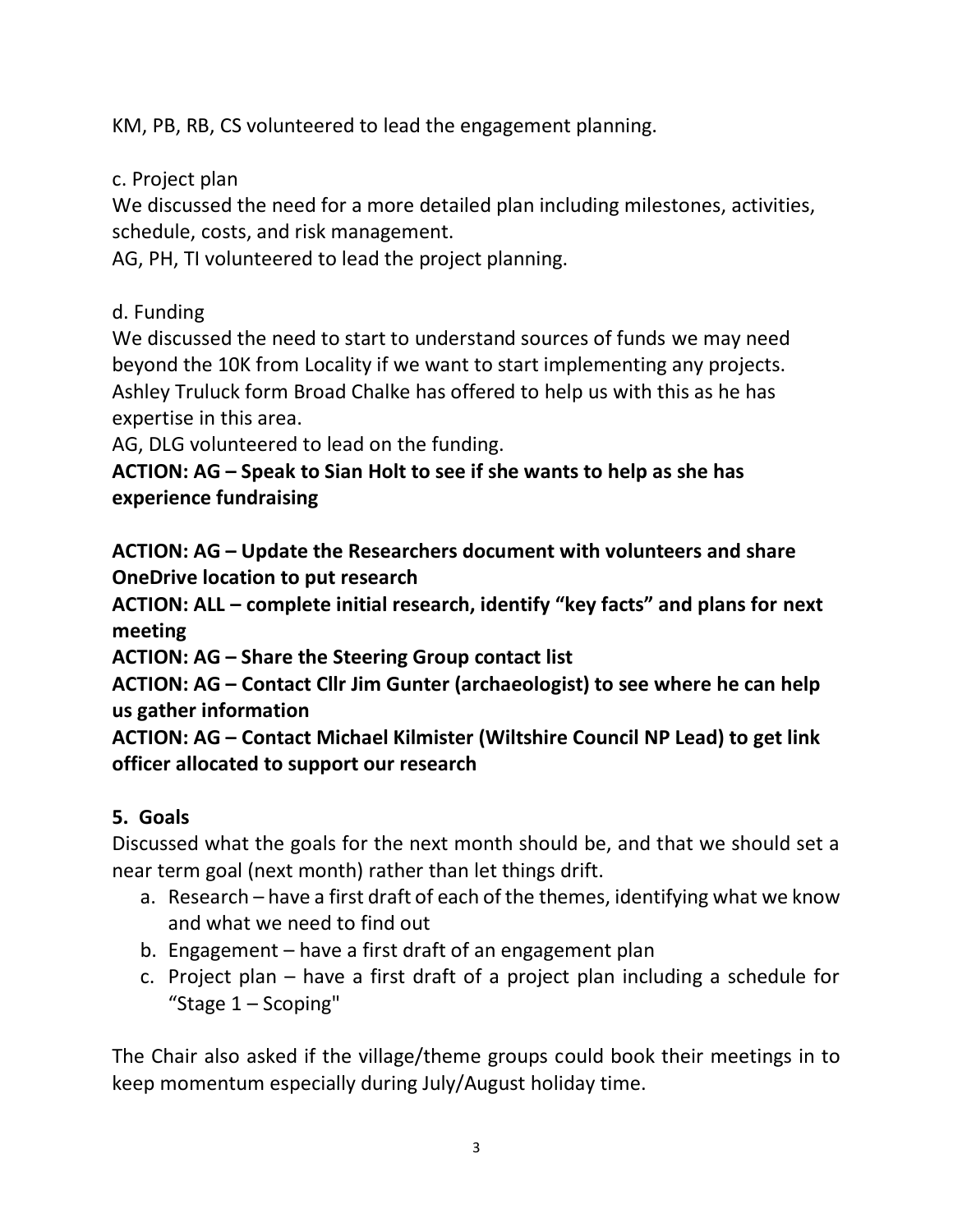KM, PB, RB, CS volunteered to lead the engagement planning.

c. Project plan

We discussed the need for a more detailed plan including milestones, activities, schedule, costs, and risk management.

AG, PH, TI volunteered to lead the project planning.

d. Funding

We discussed the need to start to understand sources of funds we may need beyond the 10K from Locality if we want to start implementing any projects. Ashley Truluck form Broad Chalke has offered to help us with this as he has expertise in this area.

AG, DLG volunteered to lead on the funding.

**ACTION: AG – Speak to Sian Holt to see if she wants to help as she has experience fundraising**

**ACTION: AG – Update the Researchers document with volunteers and share OneDrive location to put research**

**ACTION: ALL – complete initial research, identify "key facts" and plans for next meeting**

**ACTION: AG – Share the Steering Group contact list**

**ACTION: AG – Contact Cllr Jim Gunter (archaeologist) to see where he can help us gather information**

**ACTION: AG – Contact Michael Kilmister (Wiltshire Council NP Lead) to get link officer allocated to support our research**

## 5. Goals

Discussed what the goals for the next month should be, and that we should set a near term goal (next month) rather than let things drift.

a. Research – have a first draft of each of the themes, identifying what we know and what we need to find out
b. Engagement – have a first draft of an engagement plan
c. Project plan – have a first draft of a project plan including a schedule for "Stage 1 – Scoping"

The Chair also asked if the village/theme groups could book their meetings in to keep momentum especially during July/August holiday time.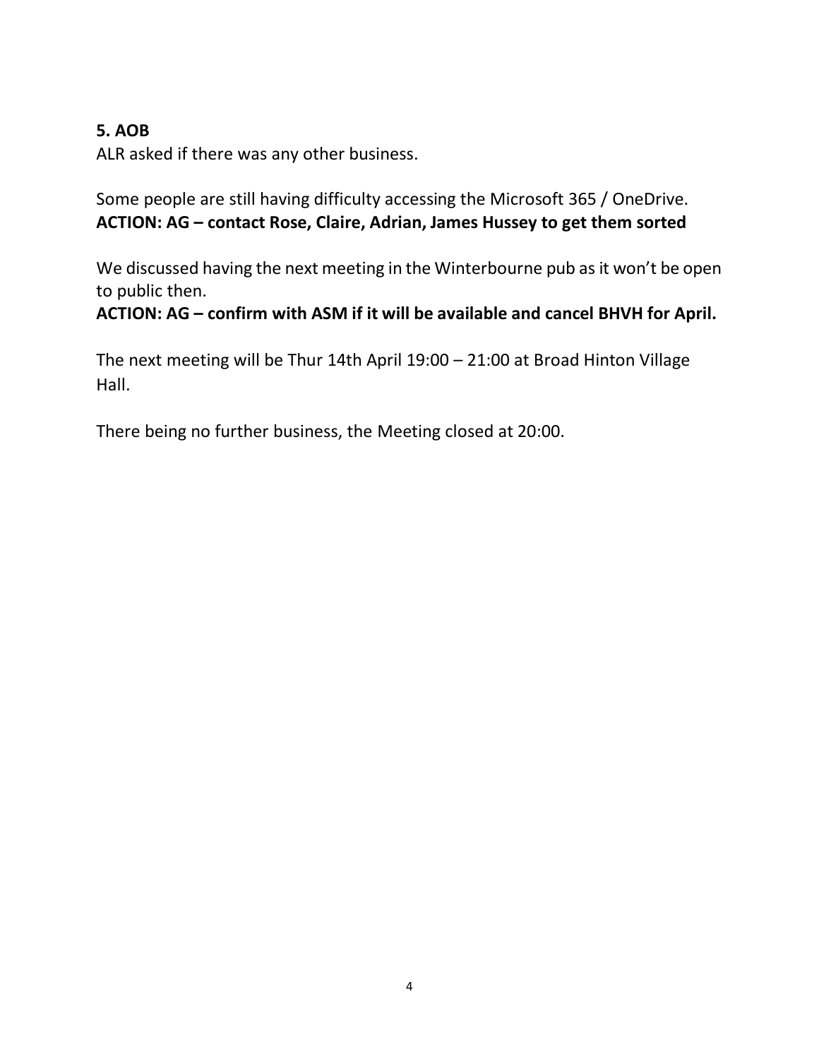## 5. AOB

ALR asked if there was any other business.

Some people are still having difficulty accessing the Microsoft 365 / OneDrive.
**ACTION: AG – contact Rose, Claire, Adrian, James Hussey to get them sorted**

We discussed having the next meeting in the Winterbourne pub as it won't be open to public then.
**ACTION: AG – confirm with ASM if it will be available and cancel BHVH for April.**

The next meeting will be Thur 14th April 19:00 – 21:00 at Broad Hinton Village Hall.

There being no further business, the Meeting closed at 20:00.